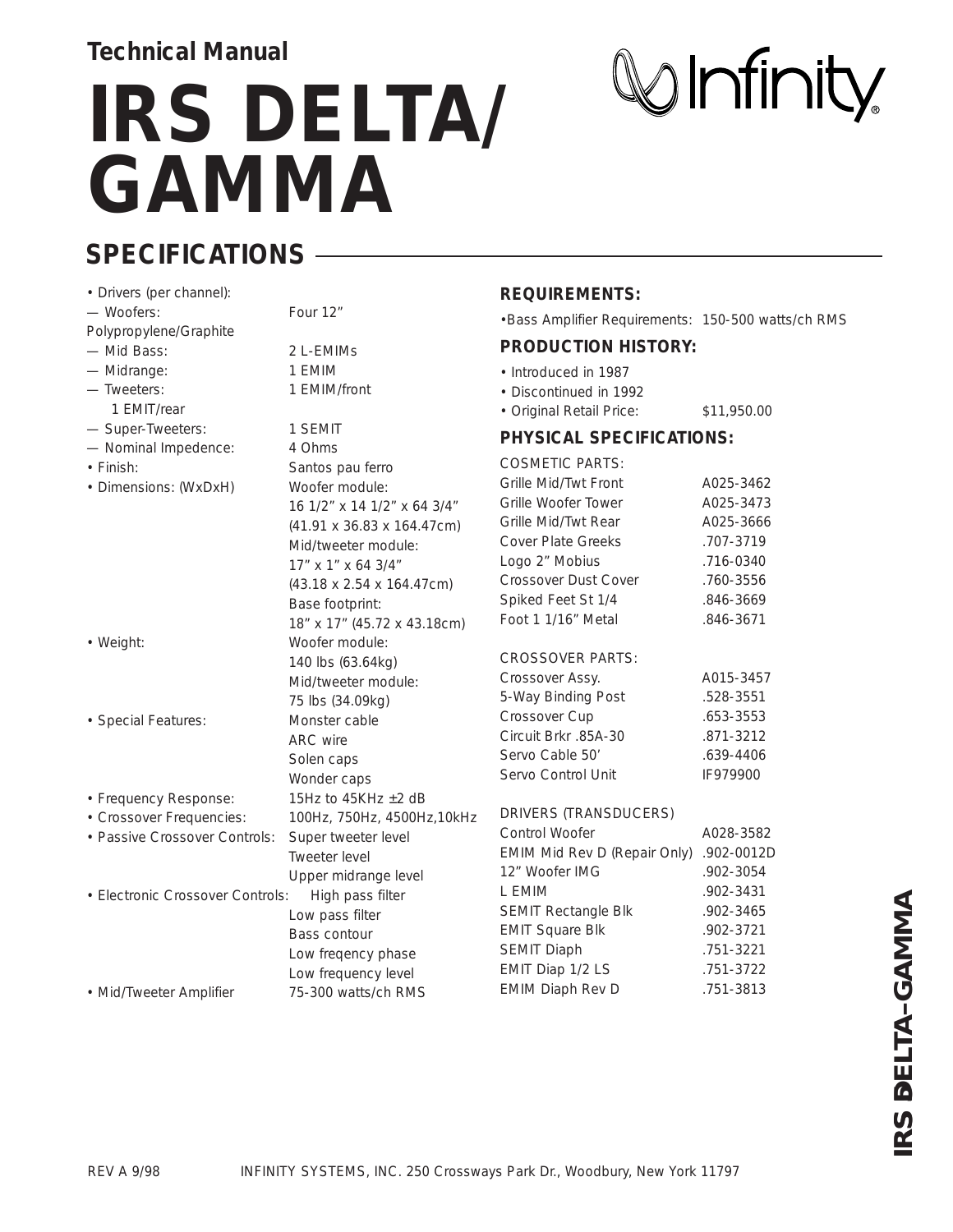**Technical Manual**

# IRS DELTA/ GAMMA

Infinity®

## SPECIFICATIONS

| | |
|---|---|
| • Drivers (per channel): | |
| — Woofers: Polypropylene/Graphite | Four 12" |
| — Mid Bass: | 2 L-EMIMs |
| — Midrange: | 1 EMIM |
| — Tweeters: 1 EMIT/rear | 1 EMIM/front |
| — Super-Tweeters: | 1 SEMIT |
| — Nominal Impedence: | 4 Ohms |
| • Finish: | Santos pau ferro |
| • Dimensions: (WxDxH) | Woofer module: 16 1/2" x 14 1/2" x 64 3/4" (41.91 x 36.83 x 164.47cm) Mid/tweeter module: 17" x 1" x 64 3/4" (43.18 x 2.54 x 164.47cm) Base footprint: 18" x 17" (45.72 x 43.18cm) |
| • Weight: | Woofer module: 140 lbs (63.64kg) Mid/tweeter module: 75 lbs (34.09kg) |
| • Special Features: | Monster cable ARC wire Solen caps Wonder caps |
| • Frequency Response: | 15Hz to 45KHz ±2 dB |
| • Crossover Frequencies: | 100Hz, 750Hz, 4500Hz,10kHz |
| • Passive Crossover Controls: | Super tweeter level Tweeter level Upper midrange level |
| • Electronic Crossover Controls: | High pass filter Low pass filter Bass contour Low freqency phase Low frequency level |
| • Mid/Tweeter Amplifier | 75-300 watts/ch RMS |

### REQUIREMENTS:

•Bass Amplifier Requirements: 150-500 watts/ch RMS

### PRODUCTION HISTORY:

- Introduced in 1987
- Discontinued in 1992
- Original Retail Price: $11,950.00

### PHYSICAL SPECIFICATIONS:

| COSMETIC PARTS: | |
|---|---|
| Grille Mid/Twt Front | A025-3462 |
| Grille Woofer Tower | A025-3473 |
| Grille Mid/Twt Rear | A025-3666 |
| Cover Plate Greeks | .707-3719 |
| Logo 2" Mobius | .716-0340 |
| Crossover Dust Cover | .760-3556 |
| Spiked Feet St 1/4 | .846-3669 |
| Foot 1 1/16" Metal | .846-3671 |

| CROSSOVER PARTS: | |
|---|---|
| Crossover Assy. | A015-3457 |
| 5-Way Binding Post | .528-3551 |
| Crossover Cup | .653-3553 |
| Circuit Brkr .85A-30 | .871-3212 |
| Servo Cable 50' | .639-4406 |
| Servo Control Unit | IF979900 |

| DRIVERS (TRANSDUCERS) | |
|---|---|
| Control Woofer | A028-3582 |
| EMIM Mid Rev D (Repair Only) | .902-0012D |
| 12" Woofer IMG | .902-3054 |
| L EMIM | .902-3431 |
| SEMIT Rectangle Blk | .902-3465 |
| EMIT Square Blk | .902-3721 |
| SEMIT Diaph | .751-3221 |
| EMIT Diap 1/2 LS | .751-3722 |
| EMIM Diaph Rev D | .751-3813 |

REV A 9/98 INFINITY SYSTEMS, INC. 250 Crossways Park Dr., Woodbury, New York 11797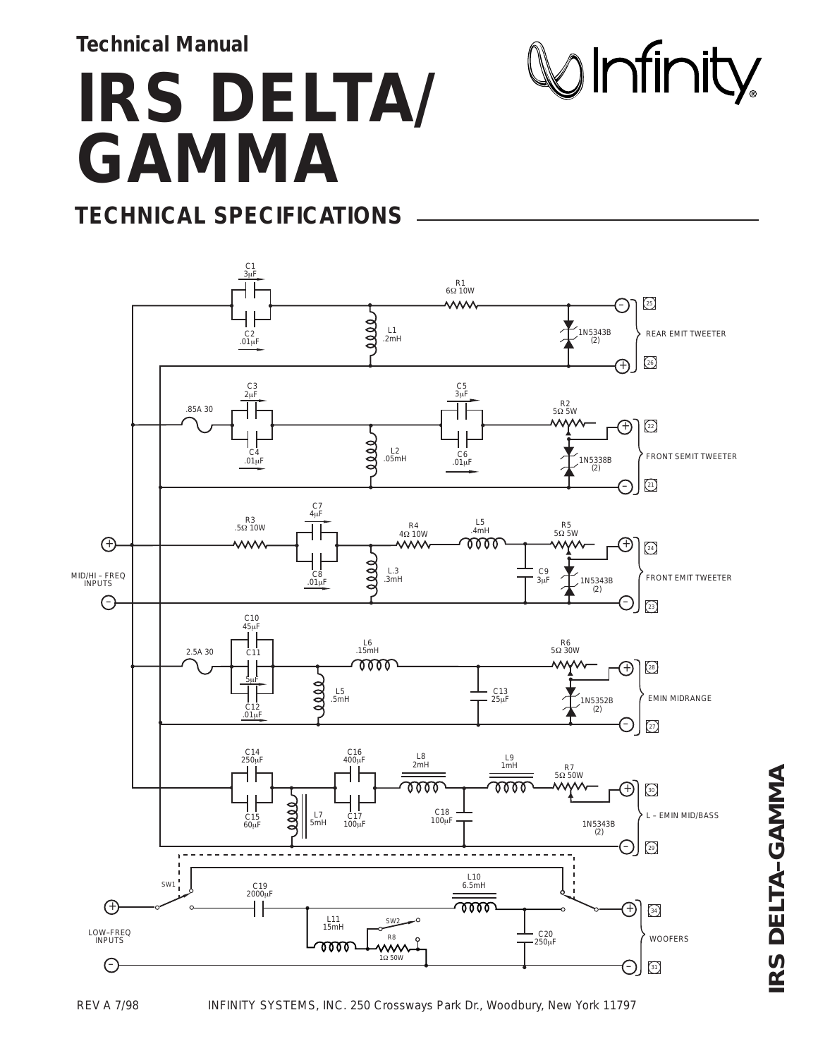**Technical Manual**

# IRS DELTA/ GAMMA

## TECHNICAL SPECIFICATIONS

C1 3μF

C2 .01μF

R1 6Ω 10W

L1 .2mH

1N5343B (2)

REAR EMIT TWEETER

25

26

.85A 30

C3 2μF

C4 .01μF

L2 .05mH

C5 3μF

C6 .01μF

R2 5Ω 5W

1N5338B (2)

FRONT SEMIT TWEETER

22

21

MID/HI – FREQ INPUTS

R3 .5Ω 10W

C7 4μF

C8 .01μF

L.3 .3mH

R4 4Ω 10W

L5 .4mH

C9 3μF

R5 5Ω 5W

1N5343B (2)

FRONT EMIT TWEETER

24

23

2.5A 30

C10 45μF

C11 5μF

C12 .01μF

L5 .5mH

L6 .15mH

C13 25μF

R6 5Ω 30W

1N5352B (2)

EMIN MIDRANGE

28

27

C14 250μF

C15 60μF

L7 5mH

C16 400μF

C17 100μF

L8 2mH

C18 100μF

L9 1mH

R7 5Ω 50W

1N5343B (2)

L – EMIN MID/BASS

30

29

SW1

C19 2000μF

L11 15mH

SW2

R8 1Ω 50W

L10 6.5mH

C20 250μF

LOW–FREQ INPUTS

WOOFERS

34

31

IRS DELTA–GAMMA

REV A 7/98

INFINITY SYSTEMS, INC. 250 Crossways Park Dr., Woodbury, New York 11797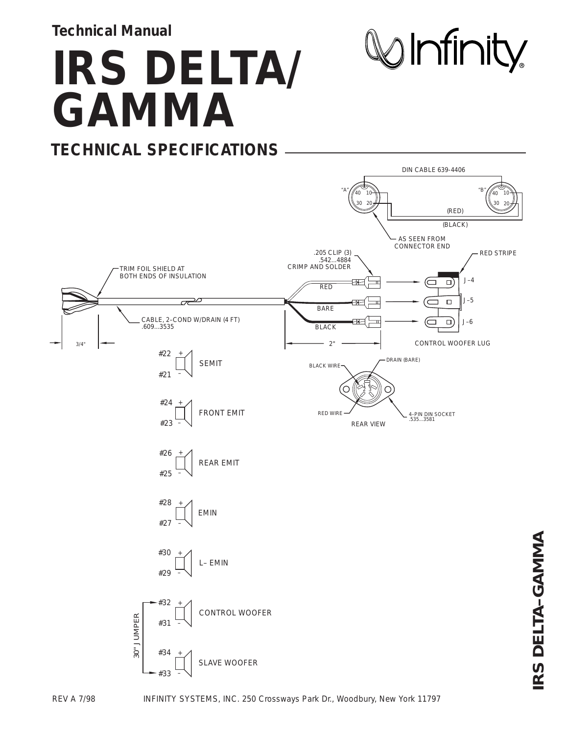Technical Manual

# IRS DELTA/ GAMMA

## TECHNICAL SPECIFICATIONS

DIN CABLE 639-4406

"A" 40 10 30 20

"B" 40 10 30 20

(RED)

(BLACK)

AS SEEN FROM CONNECTOR END

.205 CLIP (3) .542...4884 CRIMP AND SOLDER

RED STRIPE

TRIM FOIL SHIELD AT BOTH ENDS OF INSULATION

RED

BARE

BLACK

J–4

J–5

J–6

CABLE, 2–COND W/DRAIN (4 FT) .609...3535

3/4"

2"

CONTROL WOOFER LUG

BLACK WIRE

DRAIN (BARE)

RED WIRE

4–PIN DIN SOCKET .535...3581

REAR VIEW

| Terminals | Driver |
| --- | --- |
| #22 +, #21 – | SEMIT |
| #24 +, #23 – | FRONT EMIT |
| #26 +, #25 – | REAR EMIT |
| #28 +, #27 – | EMIN |
| #30 +, #29 – | L– EMIN |
| #32 +, #31 – | CONTROL WOOFER |
| #34 +, #33 – | SLAVE WOOFER |

30" JUMPER

REV A 7/98 INFINITY SYSTEMS, INC. 250 Crossways Park Dr., Woodbury, New York 11797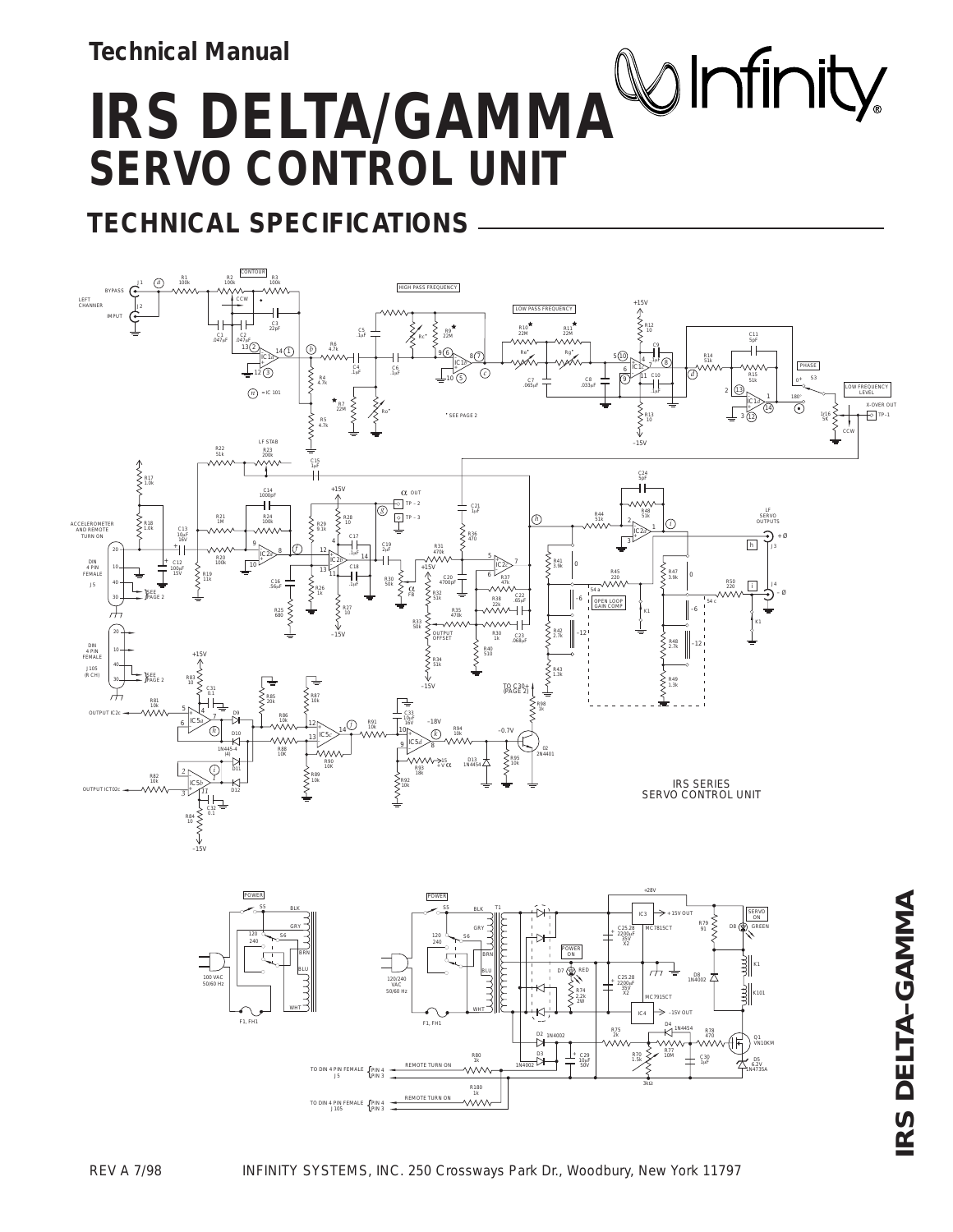**Technical Manual**

# IRS DELTA/GAMMA SERVO CONTROL UNIT

## TECHNICAL SPECIFICATIONS

IRS SERIES
SERVO CONTROL UNIT

IRS DELTA–GAMMA

REV A 7/98

INFINITY SYSTEMS, INC. 250 Crossways Park Dr., Woodbury, New York 11797